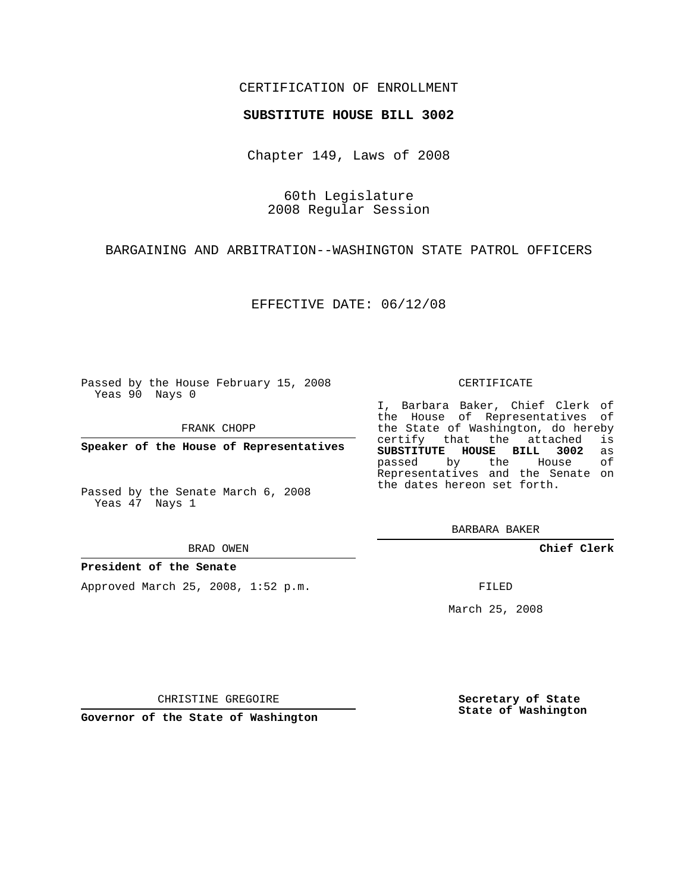CERTIFICATION OF ENROLLMENT

**SUBSTITUTE HOUSE BILL 3002**

Chapter 149, Laws of 2008

60th Legislature
2008 Regular Session

BARGAINING AND ARBITRATION--WASHINGTON STATE PATROL OFFICERS

EFFECTIVE DATE: 06/12/08

Passed by the House February 15, 2008
Yeas 90 Nays 0

FRANK CHOPP

**Speaker of the House of Representatives**

Passed by the Senate March 6, 2008
Yeas 47 Nays 1

BRAD OWEN

**President of the Senate**

Approved March 25, 2008, 1:52 p.m.

CHRISTINE GREGOIRE

**Governor of the State of Washington**

CERTIFICATE

I, Barbara Baker, Chief Clerk of the House of Representatives of the State of Washington, do hereby certify that the attached is **SUBSTITUTE HOUSE BILL 3002** as passed by the House of Representatives and the Senate on the dates hereon set forth.

BARBARA BAKER

**Chief Clerk**

FILED

March 25, 2008

**Secretary of State**
**State of Washington**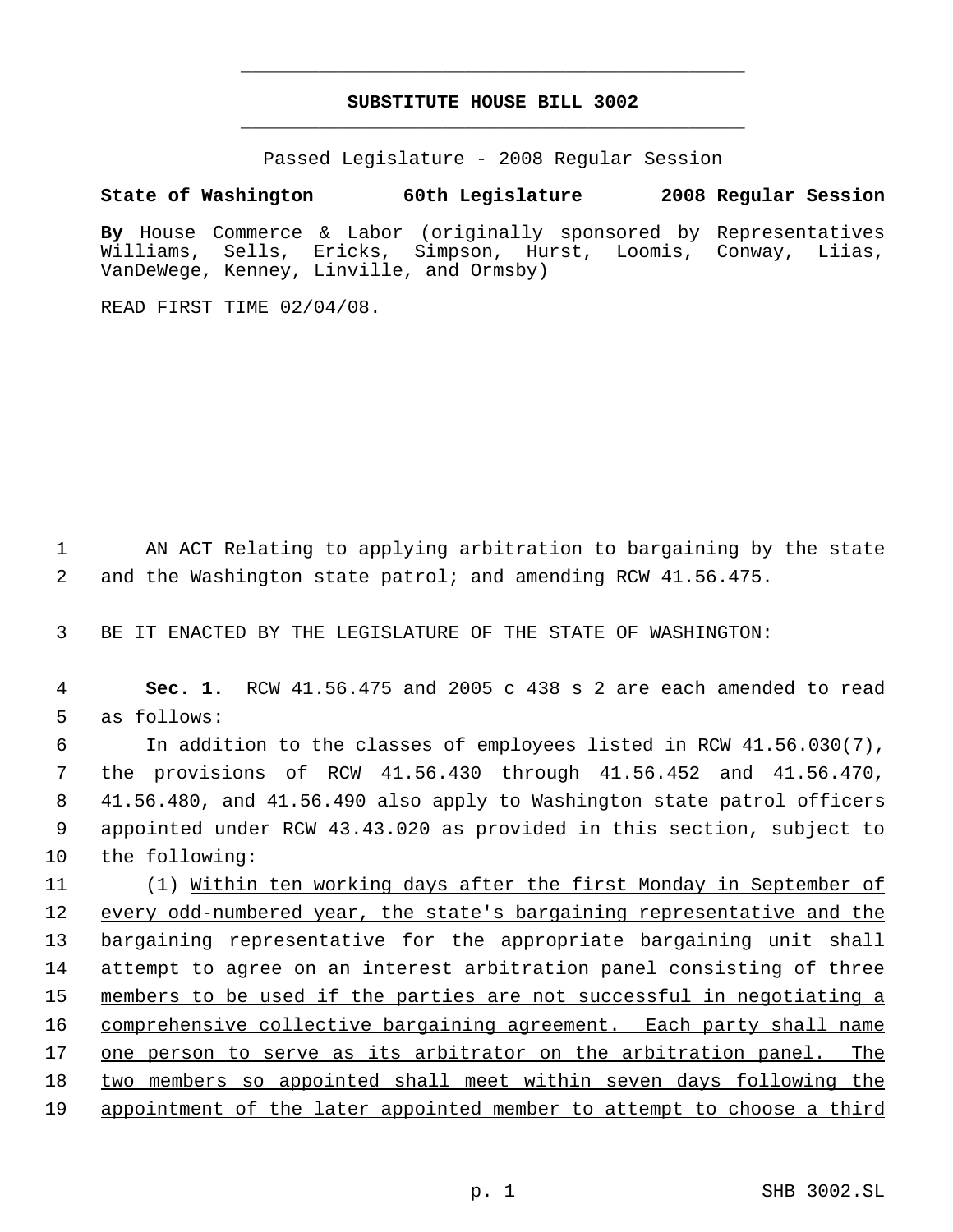# SUBSTITUTE HOUSE BILL 3002

Passed Legislature - 2008 Regular Session

**State of Washington 60th Legislature 2008 Regular Session**

**By** House Commerce & Labor (originally sponsored by Representatives Williams, Sells, Ericks, Simpson, Hurst, Loomis, Conway, Liias, VanDeWege, Kenney, Linville, and Ormsby)

READ FIRST TIME 02/04/08.

1 AN ACT Relating to applying arbitration to bargaining by the state
2 and the Washington state patrol; and amending RCW 41.56.475.

3 BE IT ENACTED BY THE LEGISLATURE OF THE STATE OF WASHINGTON:

4 **Sec. 1.** RCW 41.56.475 and 2005 c 438 s 2 are each amended to read
5 as follows:

6 In addition to the classes of employees listed in RCW 41.56.030(7),
7 the provisions of RCW 41.56.430 through 41.56.452 and 41.56.470,
8 41.56.480, and 41.56.490 also apply to Washington state patrol officers
9 appointed under RCW 43.43.020 as provided in this section, subject to
10 the following:

11 (1) Within ten working days after the first Monday in September of
12 every odd-numbered year, the state's bargaining representative and the
13 bargaining representative for the appropriate bargaining unit shall
14 attempt to agree on an interest arbitration panel consisting of three
15 members to be used if the parties are not successful in negotiating a
16 comprehensive collective bargaining agreement. Each party shall name
17 one person to serve as its arbitrator on the arbitration panel. The
18 two members so appointed shall meet within seven days following the
19 appointment of the later appointed member to attempt to choose a third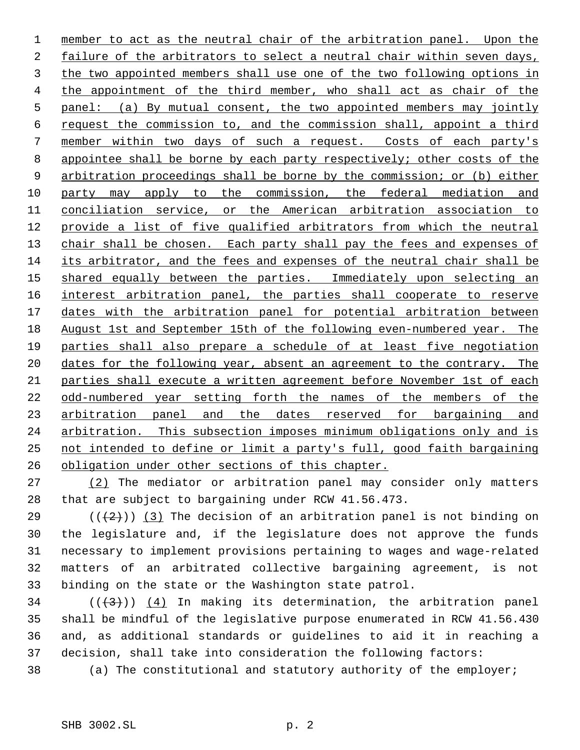member to act as the neutral chair of the arbitration panel. Upon the failure of the arbitrators to select a neutral chair within seven days, the two appointed members shall use one of the two following options in the appointment of the third member, who shall act as chair of the panel: (a) By mutual consent, the two appointed members may jointly request the commission to, and the commission shall, appoint a third member within two days of such a request. Costs of each party's appointee shall be borne by each party respectively; other costs of the arbitration proceedings shall be borne by the commission; or (b) either party may apply to the commission, the federal mediation and conciliation service, or the American arbitration association to provide a list of five qualified arbitrators from which the neutral chair shall be chosen. Each party shall pay the fees and expenses of its arbitrator, and the fees and expenses of the neutral chair shall be shared equally between the parties. Immediately upon selecting an interest arbitration panel, the parties shall cooperate to reserve dates with the arbitration panel for potential arbitration between August 1st and September 15th of the following even-numbered year. The parties shall also prepare a schedule of at least five negotiation dates for the following year, absent an agreement to the contrary. The parties shall execute a written agreement before November 1st of each odd-numbered year setting forth the names of the members of the arbitration panel and the dates reserved for bargaining and arbitration. This subsection imposes minimum obligations only and is not intended to define or limit a party's full, good faith bargaining obligation under other sections of this chapter.

(2) The mediator or arbitration panel may consider only matters that are subject to bargaining under RCW 41.56.473.

(((2))) (3) The decision of an arbitration panel is not binding on the legislature and, if the legislature does not approve the funds necessary to implement provisions pertaining to wages and wage-related matters of an arbitrated collective bargaining agreement, is not binding on the state or the Washington state patrol.

(((3))) (4) In making its determination, the arbitration panel shall be mindful of the legislative purpose enumerated in RCW 41.56.430 and, as additional standards or guidelines to aid it in reaching a decision, shall take into consideration the following factors:

(a) The constitutional and statutory authority of the employer;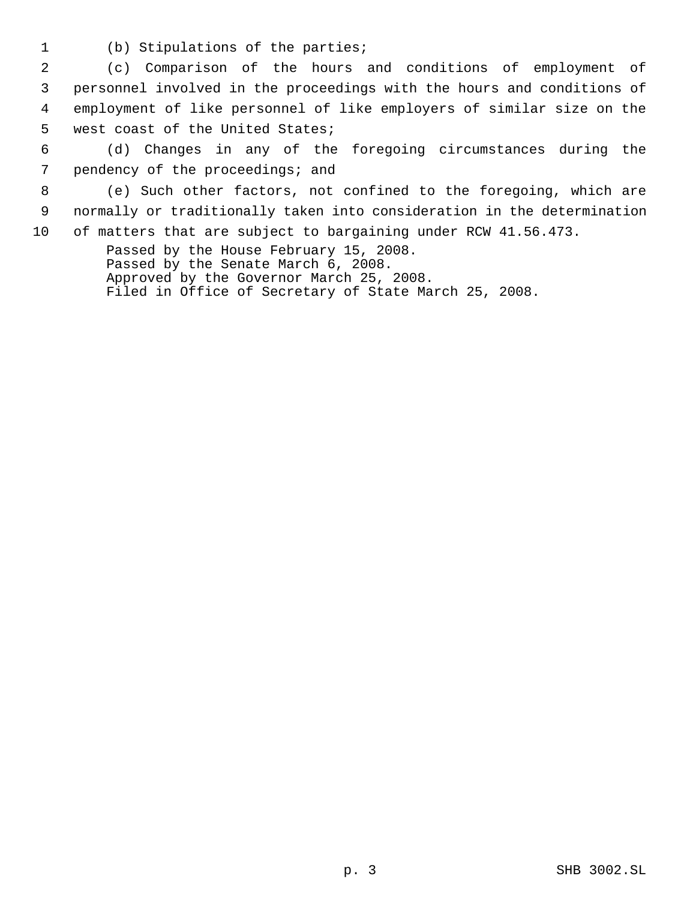(b) Stipulations of the parties;

(c) Comparison of the hours and conditions of employment of personnel involved in the proceedings with the hours and conditions of employment of like personnel of like employers of similar size on the west coast of the United States;

(d) Changes in any of the foregoing circumstances during the pendency of the proceedings; and

(e) Such other factors, not confined to the foregoing, which are normally or traditionally taken into consideration in the determination of matters that are subject to bargaining under RCW 41.56.473.

Passed by the House February 15, 2008.
Passed by the Senate March 6, 2008.
Approved by the Governor March 25, 2008.
Filed in Office of Secretary of State March 25, 2008.